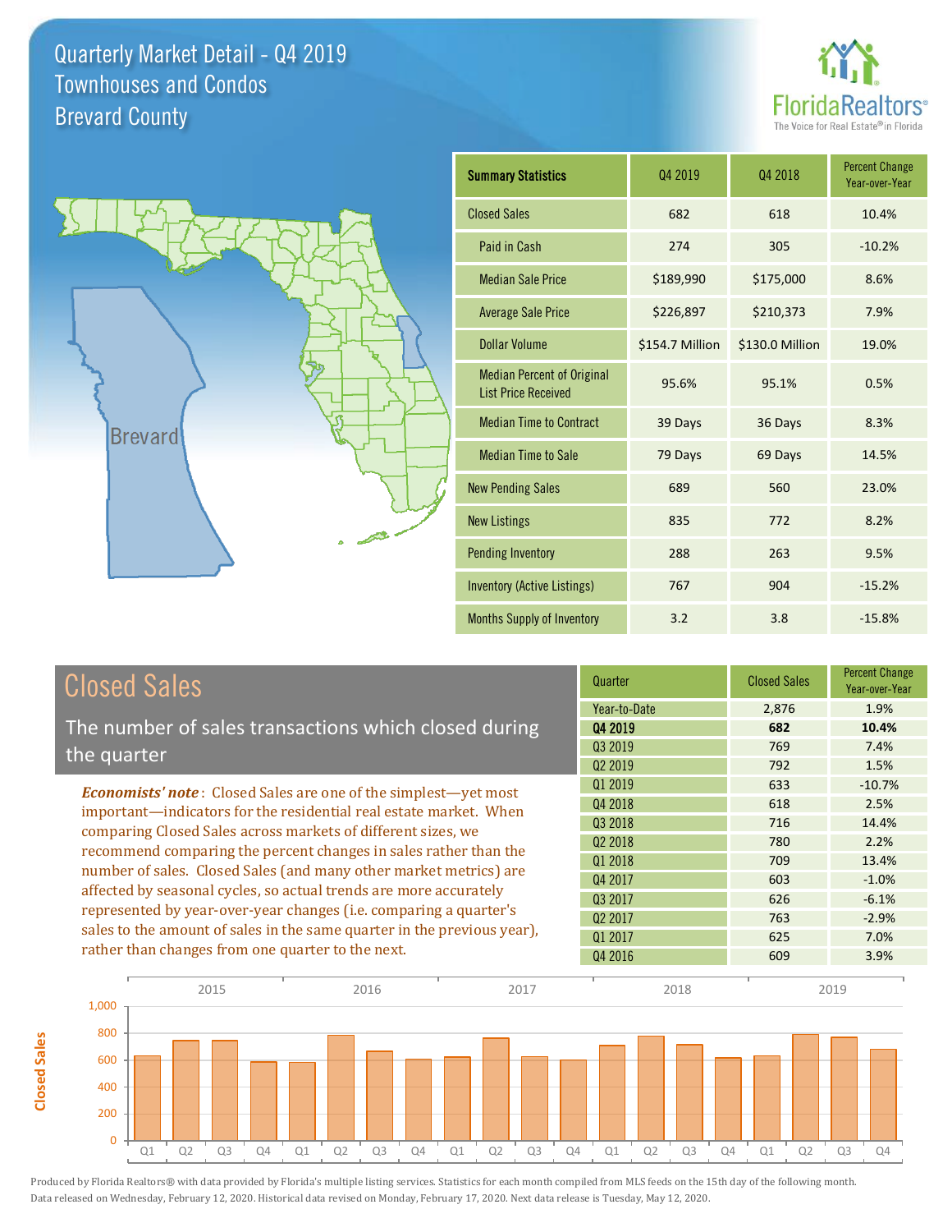# Quarterly Market Detail - Q4 2019
## Townhouses and Condos
## Brevard County

| Summary Statistics | Q4 2019 | Q4 2018 | Percent Change Year-over-Year |
|---|---|---|---|
| Closed Sales | 682 | 618 | 10.4% |
| Paid in Cash | 274 | 305 | -10.2% |
| Median Sale Price | $189,990 | $175,000 | 8.6% |
| Average Sale Price | $226,897 | $210,373 | 7.9% |
| Dollar Volume | $154.7 Million | $130.0 Million | 19.0% |
| Median Percent of Original List Price Received | 95.6% | 95.1% | 0.5% |
| Median Time to Contract | 39 Days | 36 Days | 8.3% |
| Median Time to Sale | 79 Days | 69 Days | 14.5% |
| New Pending Sales | 689 | 560 | 23.0% |
| New Listings | 835 | 772 | 8.2% |
| Pending Inventory | 288 | 263 | 9.5% |
| Inventory (Active Listings) | 767 | 904 | -15.2% |
| Months Supply of Inventory | 3.2 | 3.8 | -15.8% |

## Closed Sales

The number of sales transactions which closed during the quarter

***Economists' note*** : Closed Sales are one of the simplest—yet most important—indicators for the residential real estate market. When comparing Closed Sales across markets of different sizes, we recommend comparing the percent changes in sales rather than the number of sales. Closed Sales (and many other market metrics) are affected by seasonal cycles, so actual trends are more accurately represented by year-over-year changes (i.e. comparing a quarter's sales to the amount of sales in the same quarter in the previous year), rather than changes from one quarter to the next.

| Quarter | Closed Sales | Percent Change Year-over-Year |
|---|---|---|
| Year-to-Date | 2,876 | 1.9% |
| **Q4 2019** | **682** | **10.4%** |
| Q3 2019 | 769 | 7.4% |
| Q2 2019 | 792 | 1.5% |
| Q1 2019 | 633 | -10.7% |
| Q4 2018 | 618 | 2.5% |
| Q3 2018 | 716 | 14.4% |
| Q2 2018 | 780 | 2.2% |
| Q1 2018 | 709 | 13.4% |
| Q4 2017 | 603 | -1.0% |
| Q3 2017 | 626 | -6.1% |
| Q2 2017 | 763 | -2.9% |
| Q1 2017 | 625 | 7.0% |
| Q4 2016 | 609 | 3.9% |

Produced by Florida Realtors® with data provided by Florida's multiple listing services. Statistics for each month compiled from MLS feeds on the 15th day of the following month. Data released on Wednesday, February 12, 2020. Historical data revised on Monday, February 17, 2020. Next data release is Tuesday, May 12, 2020.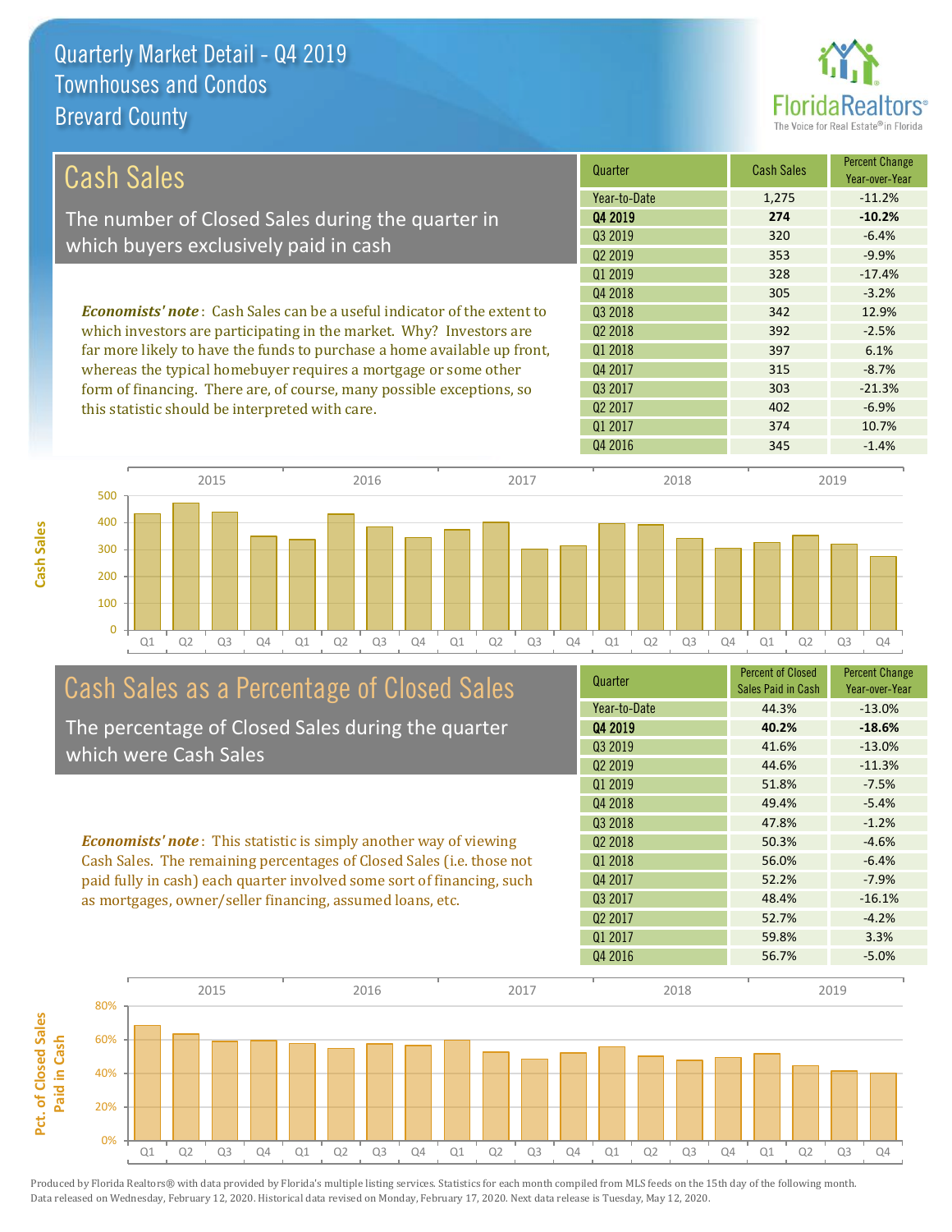# Quarterly Market Detail - Q4 2019
## Townhouses and Condos
## Brevard County

## Cash Sales

The number of Closed Sales during the quarter in which buyers exclusively paid in cash

***Economists' note*** : Cash Sales can be a useful indicator of the extent to which investors are participating in the market. Why? Investors are far more likely to have the funds to purchase a home available up front, whereas the typical homebuyer requires a mortgage or some other form of financing. There are, of course, many possible exceptions, so this statistic should be interpreted with care.

| Quarter | Cash Sales | Percent Change Year-over-Year |
|---|---|---|
| Year-to-Date | 1,275 | -11.2% |
| **Q4 2019** | **274** | **-10.2%** |
| Q3 2019 | 320 | -6.4% |
| Q2 2019 | 353 | -9.9% |
| Q1 2019 | 328 | -17.4% |
| Q4 2018 | 305 | -3.2% |
| Q3 2018 | 342 | 12.9% |
| Q2 2018 | 392 | -2.5% |
| Q1 2018 | 397 | 6.1% |
| Q4 2017 | 315 | -8.7% |
| Q3 2017 | 303 | -21.3% |
| Q2 2017 | 402 | -6.9% |
| Q1 2017 | 374 | 10.7% |
| Q4 2016 | 345 | -1.4% |

## Cash Sales as a Percentage of Closed Sales

The percentage of Closed Sales during the quarter which were Cash Sales

***Economists' note*** : This statistic is simply another way of viewing Cash Sales. The remaining percentages of Closed Sales (i.e. those not paid fully in cash) each quarter involved some sort of financing, such as mortgages, owner/seller financing, assumed loans, etc.

| Quarter | Percent of Closed Sales Paid in Cash | Percent Change Year-over-Year |
|---|---|---|
| Year-to-Date | 44.3% | -13.0% |
| **Q4 2019** | **40.2%** | **-18.6%** |
| Q3 2019 | 41.6% | -13.0% |
| Q2 2019 | 44.6% | -11.3% |
| Q1 2019 | 51.8% | -7.5% |
| Q4 2018 | 49.4% | -5.4% |
| Q3 2018 | 47.8% | -1.2% |
| Q2 2018 | 50.3% | -4.6% |
| Q1 2018 | 56.0% | -6.4% |
| Q4 2017 | 52.2% | -7.9% |
| Q3 2017 | 48.4% | -16.1% |
| Q2 2017 | 52.7% | -4.2% |
| Q1 2017 | 59.8% | 3.3% |
| Q4 2016 | 56.7% | -5.0% |

Produced by Florida Realtors® with data provided by Florida's multiple listing services. Statistics for each month compiled from MLS feeds on the 15th day of the following month. Data released on Wednesday, February 12, 2020. Historical data revised on Monday, February 17, 2020. Next data release is Tuesday, May 12, 2020.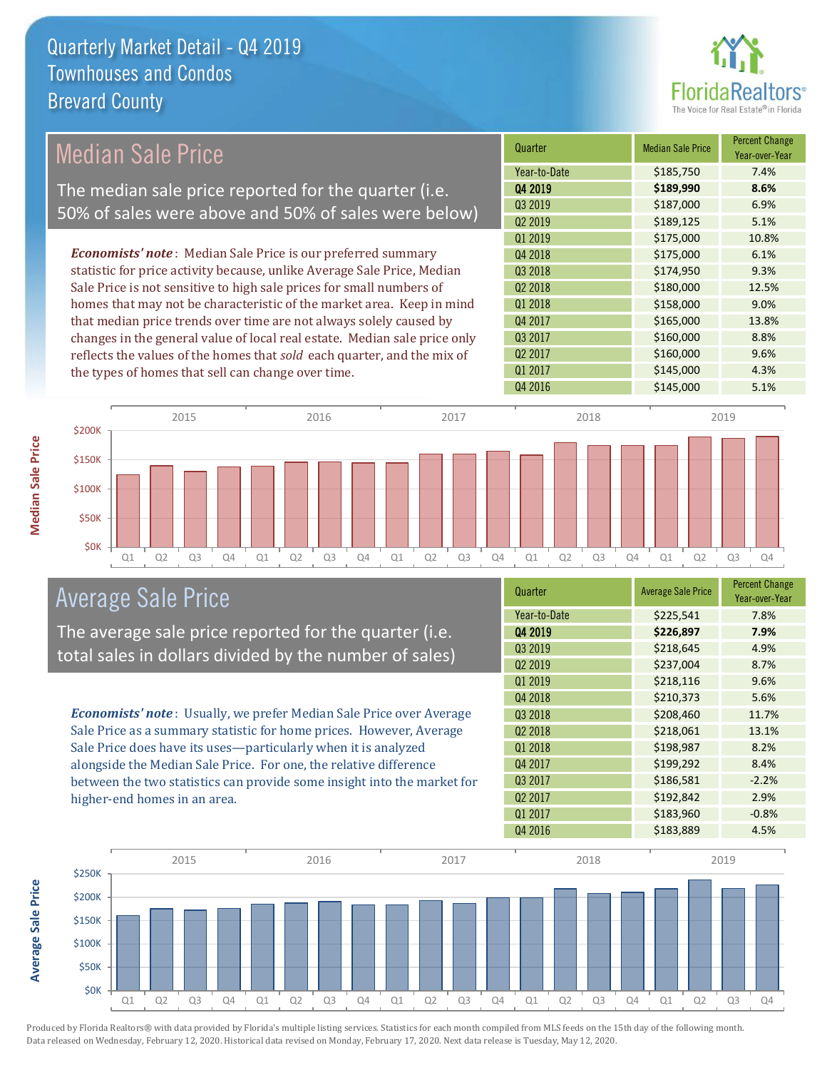# Quarterly Market Detail - Q4 2019
## Townhouses and Condos
## Brevard County

## Median Sale Price

The median sale price reported for the quarter (i.e. 50% of sales were above and 50% of sales were below)

***Economists' note***: Median Sale Price is our preferred summary statistic for price activity because, unlike Average Sale Price, Median Sale Price is not sensitive to high sale prices for small numbers of homes that may not be characteristic of the market area. Keep in mind that median price trends over time are not always solely caused by changes in the general value of local real estate. Median sale price only reflects the values of the homes that *sold* each quarter, and the mix of the types of homes that sell can change over time.

| Quarter | Median Sale Price | Percent Change Year-over-Year |
|---|---|---|
| Year-to-Date | $185,750 | 7.4% |
| **Q4 2019** | **$189,990** | **8.6%** |
| Q3 2019 | $187,000 | 6.9% |
| Q2 2019 | $189,125 | 5.1% |
| Q1 2019 | $175,000 | 10.8% |
| Q4 2018 | $175,000 | 6.1% |
| Q3 2018 | $174,950 | 9.3% |
| Q2 2018 | $180,000 | 12.5% |
| Q1 2018 | $158,000 | 9.0% |
| Q4 2017 | $165,000 | 13.8% |
| Q3 2017 | $160,000 | 8.8% |
| Q2 2017 | $160,000 | 9.6% |
| Q1 2017 | $145,000 | 4.3% |
| Q4 2016 | $145,000 | 5.1% |

## Average Sale Price

The average sale price reported for the quarter (i.e. total sales in dollars divided by the number of sales)

***Economists' note***: Usually, we prefer Median Sale Price over Average Sale Price as a summary statistic for home prices. However, Average Sale Price does have its uses—particularly when it is analyzed alongside the Median Sale Price. For one, the relative difference between the two statistics can provide some insight into the market for higher-end homes in an area.

| Quarter | Average Sale Price | Percent Change Year-over-Year |
|---|---|---|
| Year-to-Date | $225,541 | 7.8% |
| **Q4 2019** | **$226,897** | **7.9%** |
| Q3 2019 | $218,645 | 4.9% |
| Q2 2019 | $237,004 | 8.7% |
| Q1 2019 | $218,116 | 9.6% |
| Q4 2018 | $210,373 | 5.6% |
| Q3 2018 | $208,460 | 11.7% |
| Q2 2018 | $218,061 | 13.1% |
| Q1 2018 | $198,987 | 8.2% |
| Q4 2017 | $199,292 | 8.4% |
| Q3 2017 | $186,581 | -2.2% |
| Q2 2017 | $192,842 | 2.9% |
| Q1 2017 | $183,960 | -0.8% |
| Q4 2016 | $183,889 | 4.5% |

Produced by Florida Realtors® with data provided by Florida's multiple listing services. Statistics for each month compiled from MLS feeds on the 15th day of the following month. Data released on Wednesday, February 12, 2020. Historical data revised on Monday, February 17, 2020. Next data release is Tuesday, May 12, 2020.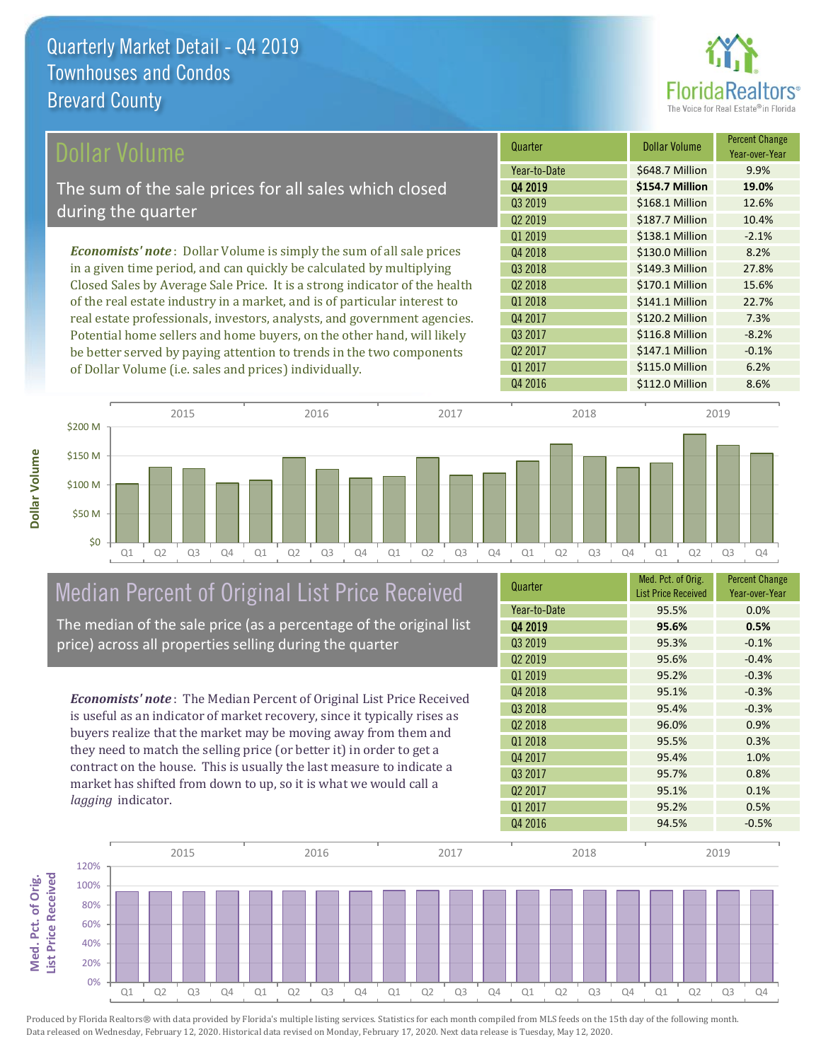# Quarterly Market Detail - Q4 2019
## Townhouses and Condos
## Brevard County

## Dollar Volume

The sum of the sale prices for all sales which closed during the quarter

*Economists' note*: Dollar Volume is simply the sum of all sale prices in a given time period, and can quickly be calculated by multiplying Closed Sales by Average Sale Price. It is a strong indicator of the health of the real estate industry in a market, and is of particular interest to real estate professionals, investors, analysts, and government agencies. Potential home sellers and home buyers, on the other hand, will likely be better served by paying attention to trends in the two components of Dollar Volume (i.e. sales and prices) individually.

| Quarter | Dollar Volume | Percent Change Year-over-Year |
|---|---|---|
| Year-to-Date | $648.7 Million | 9.9% |
| **Q4 2019** | **$154.7 Million** | **19.0%** |
| Q3 2019 | $168.1 Million | 12.6% |
| Q2 2019 | $187.7 Million | 10.4% |
| Q1 2019 | $138.1 Million | -2.1% |
| Q4 2018 | $130.0 Million | 8.2% |
| Q3 2018 | $149.3 Million | 27.8% |
| Q2 2018 | $170.1 Million | 15.6% |
| Q1 2018 | $141.1 Million | 22.7% |
| Q4 2017 | $120.2 Million | 7.3% |
| Q3 2017 | $116.8 Million | -8.2% |
| Q2 2017 | $147.1 Million | -0.1% |
| Q1 2017 | $115.0 Million | 6.2% |
| Q4 2016 | $112.0 Million | 8.6% |

## Median Percent of Original List Price Received

The median of the sale price (as a percentage of the original list price) across all properties selling during the quarter

*Economists' note*: The Median Percent of Original List Price Received is useful as an indicator of market recovery, since it typically rises as buyers realize that the market may be moving away from them and they need to match the selling price (or better it) in order to get a contract on the house. This is usually the last measure to indicate a market has shifted from down to up, so it is what we would call a *lagging* indicator.

| Quarter | Med. Pct. of Orig. List Price Received | Percent Change Year-over-Year |
|---|---|---|
| Year-to-Date | 95.5% | 0.0% |
| **Q4 2019** | **95.6%** | **0.5%** |
| Q3 2019 | 95.3% | -0.1% |
| Q2 2019 | 95.6% | -0.4% |
| Q1 2019 | 95.2% | -0.3% |
| Q4 2018 | 95.1% | -0.3% |
| Q3 2018 | 95.4% | -0.3% |
| Q2 2018 | 96.0% | 0.9% |
| Q1 2018 | 95.5% | 0.3% |
| Q4 2017 | 95.4% | 1.0% |
| Q3 2017 | 95.7% | 0.8% |
| Q2 2017 | 95.1% | 0.1% |
| Q1 2017 | 95.2% | 0.5% |
| Q4 2016 | 94.5% | -0.5% |

Produced by Florida Realtors® with data provided by Florida's multiple listing services. Statistics for each month compiled from MLS feeds on the 15th day of the following month. Data released on Wednesday, February 12, 2020. Historical data revised on Monday, February 17, 2020. Next data release is Tuesday, May 12, 2020.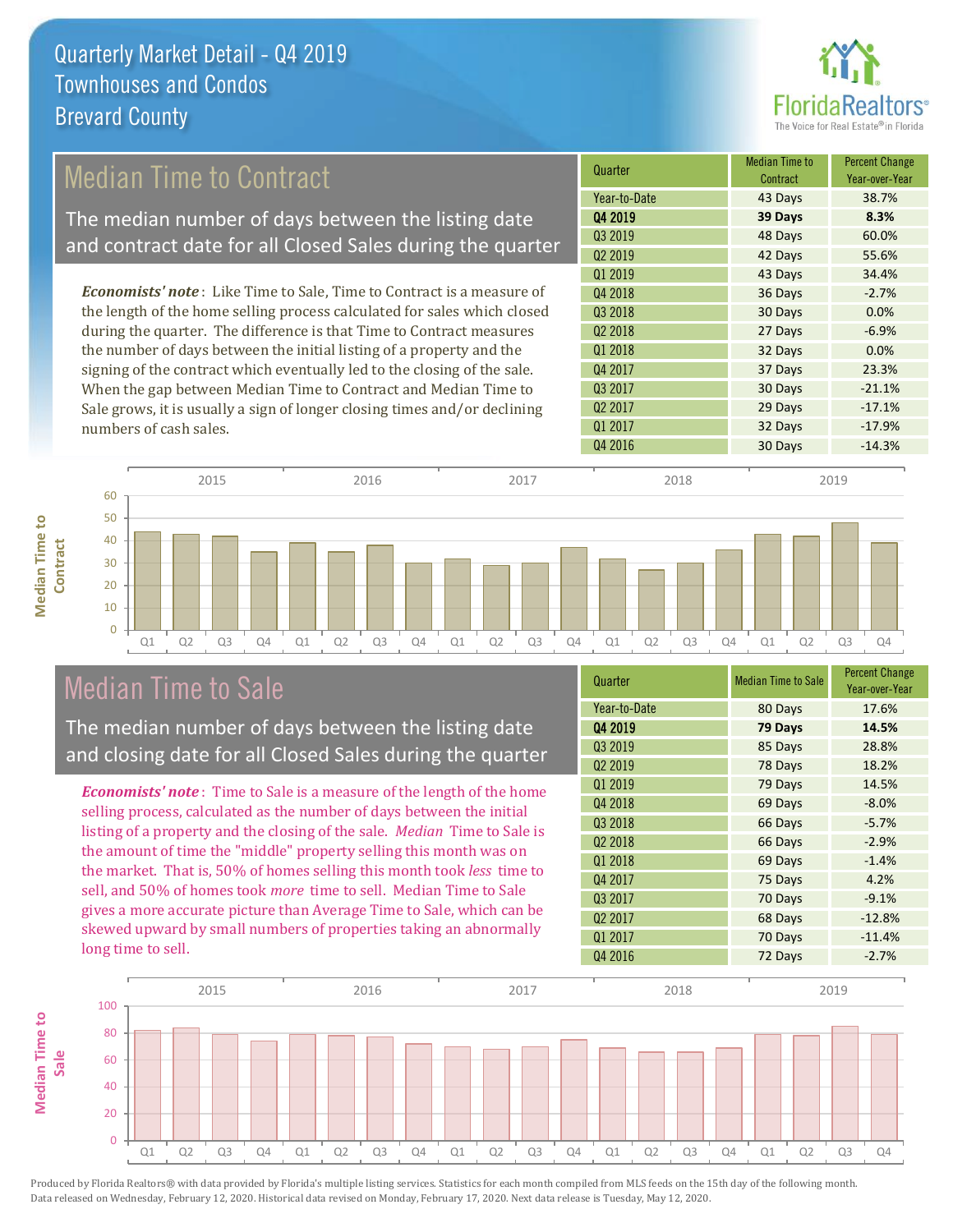# Quarterly Market Detail - Q4 2019
## Townhouses and Condos
## Brevard County

## Median Time to Contract

The median number of days between the listing date and contract date for all Closed Sales during the quarter

*Economists' note*: Like Time to Sale, Time to Contract is a measure of the length of the home selling process calculated for sales which closed during the quarter. The difference is that Time to Contract measures the number of days between the initial listing of a property and the signing of the contract which eventually led to the closing of the sale. When the gap between Median Time to Contract and Median Time to Sale grows, it is usually a sign of longer closing times and/or declining numbers of cash sales.

| Quarter | Median Time to Contract | Percent Change Year-over-Year |
|---|---|---|
| Year-to-Date | 43 Days | 38.7% |
| **Q4 2019** | **39 Days** | **8.3%** |
| Q3 2019 | 48 Days | 60.0% |
| Q2 2019 | 42 Days | 55.6% |
| Q1 2019 | 43 Days | 34.4% |
| Q4 2018 | 36 Days | -2.7% |
| Q3 2018 | 30 Days | 0.0% |
| Q2 2018 | 27 Days | -6.9% |
| Q1 2018 | 32 Days | 0.0% |
| Q4 2017 | 37 Days | 23.3% |
| Q3 2017 | 30 Days | -21.1% |
| Q2 2017 | 29 Days | -17.1% |
| Q1 2017 | 32 Days | -17.9% |
| Q4 2016 | 30 Days | -14.3% |

## Median Time to Sale

The median number of days between the listing date and closing date for all Closed Sales during the quarter

*Economists' note*: Time to Sale is a measure of the length of the home selling process, calculated as the number of days between the initial listing of a property and the closing of the sale. *Median* Time to Sale is the amount of time the "middle" property selling this month was on the market. That is, 50% of homes selling this month took *less* time to sell, and 50% of homes took *more* time to sell. Median Time to Sale gives a more accurate picture than Average Time to Sale, which can be skewed upward by small numbers of properties taking an abnormally long time to sell.

| Quarter | Median Time to Sale | Percent Change Year-over-Year |
|---|---|---|
| Year-to-Date | 80 Days | 17.6% |
| **Q4 2019** | **79 Days** | **14.5%** |
| Q3 2019 | 85 Days | 28.8% |
| Q2 2019 | 78 Days | 18.2% |
| Q1 2019 | 79 Days | 14.5% |
| Q4 2018 | 69 Days | -8.0% |
| Q3 2018 | 66 Days | -5.7% |
| Q2 2018 | 66 Days | -2.9% |
| Q1 2018 | 69 Days | -1.4% |
| Q4 2017 | 75 Days | 4.2% |
| Q3 2017 | 70 Days | -9.1% |
| Q2 2017 | 68 Days | -12.8% |
| Q1 2017 | 70 Days | -11.4% |
| Q4 2016 | 72 Days | -2.7% |

Produced by Florida Realtors® with data provided by Florida's multiple listing services. Statistics for each month compiled from MLS feeds on the 15th day of the following month. Data released on Wednesday, February 12, 2020. Historical data revised on Monday, February 17, 2020. Next data release is Tuesday, May 12, 2020.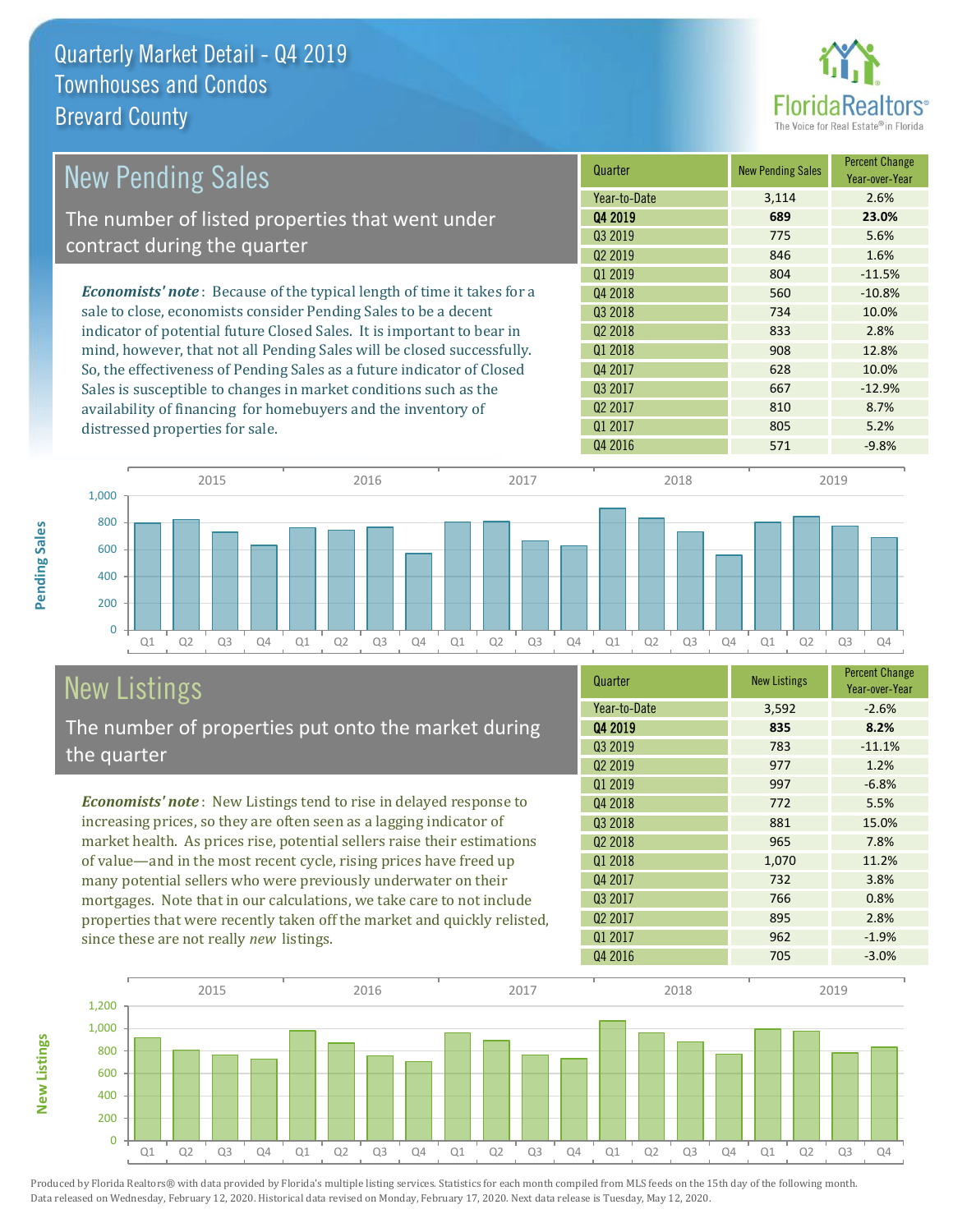# Quarterly Market Detail - Q4 2019
## Townhouses and Condos
## Brevard County

## New Pending Sales

The number of listed properties that went under contract during the quarter

*Economists' note*: Because of the typical length of time it takes for a sale to close, economists consider Pending Sales to be a decent indicator of potential future Closed Sales. It is important to bear in mind, however, that not all Pending Sales will be closed successfully. So, the effectiveness of Pending Sales as a future indicator of Closed Sales is susceptible to changes in market conditions such as the availability of financing for homebuyers and the inventory of distressed properties for sale.

| Quarter | New Pending Sales | Percent Change Year-over-Year |
|---|---|---|
| Year-to-Date | 3,114 | 2.6% |
| **Q4 2019** | **689** | **23.0%** |
| Q3 2019 | 775 | 5.6% |
| Q2 2019 | 846 | 1.6% |
| Q1 2019 | 804 | -11.5% |
| Q4 2018 | 560 | -10.8% |
| Q3 2018 | 734 | 10.0% |
| Q2 2018 | 833 | 2.8% |
| Q1 2018 | 908 | 12.8% |
| Q4 2017 | 628 | 10.0% |
| Q3 2017 | 667 | -12.9% |
| Q2 2017 | 810 | 8.7% |
| Q1 2017 | 805 | 5.2% |
| Q4 2016 | 571 | -9.8% |

## New Listings

The number of properties put onto the market during the quarter

*Economists' note*: New Listings tend to rise in delayed response to increasing prices, so they are often seen as a lagging indicator of market health. As prices rise, potential sellers raise their estimations of value—and in the most recent cycle, rising prices have freed up many potential sellers who were previously underwater on their mortgages. Note that in our calculations, we take care to not include properties that were recently taken off the market and quickly relisted, since these are not really *new* listings.

| Quarter | New Listings | Percent Change Year-over-Year |
|---|---|---|
| Year-to-Date | 3,592 | -2.6% |
| **Q4 2019** | **835** | **8.2%** |
| Q3 2019 | 783 | -11.1% |
| Q2 2019 | 977 | 1.2% |
| Q1 2019 | 997 | -6.8% |
| Q4 2018 | 772 | 5.5% |
| Q3 2018 | 881 | 15.0% |
| Q2 2018 | 965 | 7.8% |
| Q1 2018 | 1,070 | 11.2% |
| Q4 2017 | 732 | 3.8% |
| Q3 2017 | 766 | 0.8% |
| Q2 2017 | 895 | 2.8% |
| Q1 2017 | 962 | -1.9% |
| Q4 2016 | 705 | -3.0% |

Produced by Florida Realtors® with data provided by Florida's multiple listing services. Statistics for each month compiled from MLS feeds on the 15th day of the following month. Data released on Wednesday, February 12, 2020. Historical data revised on Monday, February 17, 2020. Next data release is Tuesday, May 12, 2020.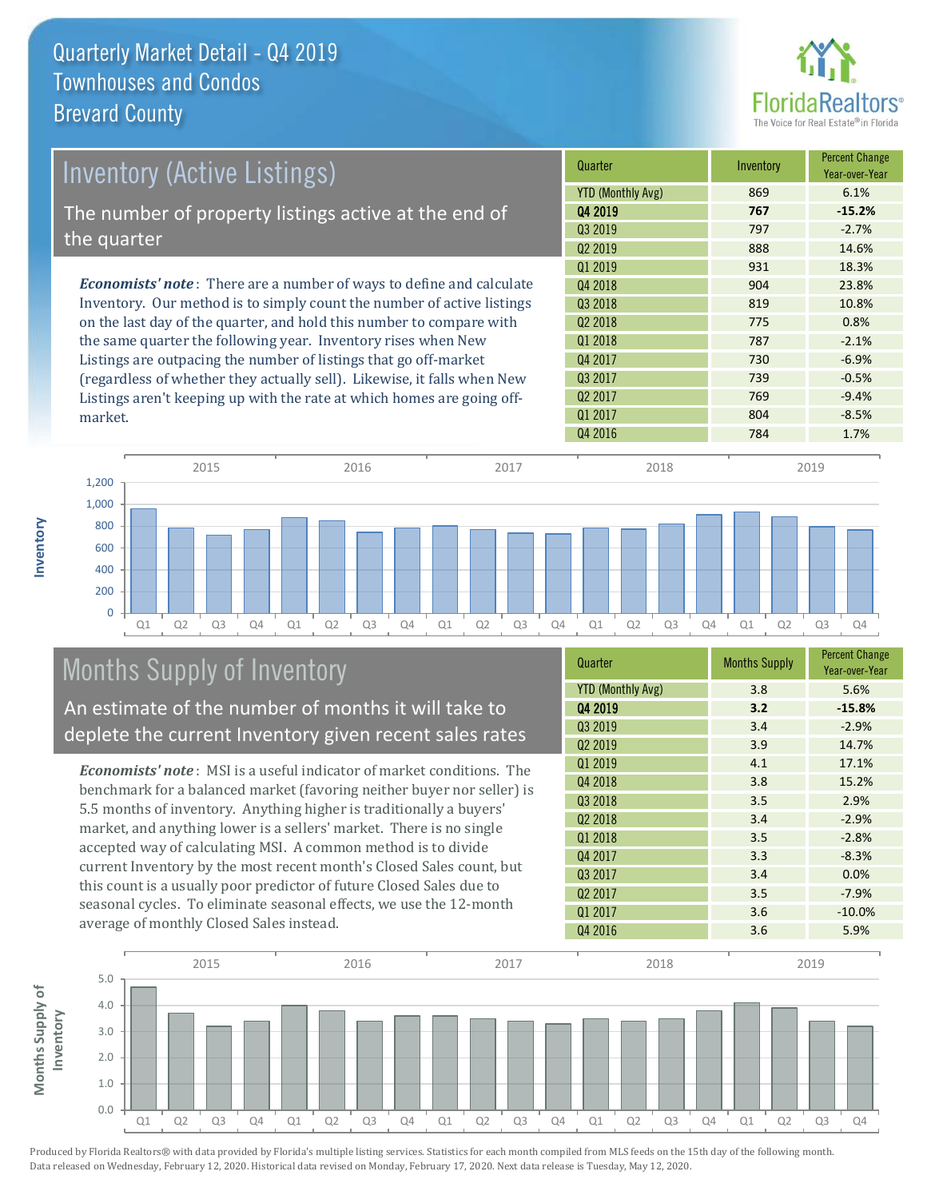# Quarterly Market Detail - Q4 2019
## Townhouses and Condos
## Brevard County

## Inventory (Active Listings)

The number of property listings active at the end of the quarter

*Economists' note*: There are a number of ways to define and calculate Inventory. Our method is to simply count the number of active listings on the last day of the quarter, and hold this number to compare with the same quarter the following year. Inventory rises when New Listings are outpacing the number of listings that go off-market (regardless of whether they actually sell). Likewise, it falls when New Listings aren't keeping up with the rate at which homes are going off-market.

| Quarter | Inventory | Percent Change Year-over-Year |
|---|---|---|
| YTD (Monthly Avg) | 869 | 6.1% |
| **Q4 2019** | **767** | **-15.2%** |
| Q3 2019 | 797 | -2.7% |
| Q2 2019 | 888 | 14.6% |
| Q1 2019 | 931 | 18.3% |
| Q4 2018 | 904 | 23.8% |
| Q3 2018 | 819 | 10.8% |
| Q2 2018 | 775 | 0.8% |
| Q1 2018 | 787 | -2.1% |
| Q4 2017 | 730 | -6.9% |
| Q3 2017 | 739 | -0.5% |
| Q2 2017 | 769 | -9.4% |
| Q1 2017 | 804 | -8.5% |
| Q4 2016 | 784 | 1.7% |

## Months Supply of Inventory

An estimate of the number of months it will take to deplete the current Inventory given recent sales rates

*Economists' note*: MSI is a useful indicator of market conditions. The benchmark for a balanced market (favoring neither buyer nor seller) is 5.5 months of inventory. Anything higher is traditionally a buyers' market, and anything lower is a sellers' market. There is no single accepted way of calculating MSI. A common method is to divide current Inventory by the most recent month's Closed Sales count, but this count is a usually poor predictor of future Closed Sales due to seasonal cycles. To eliminate seasonal effects, we use the 12-month average of monthly Closed Sales instead.

| Quarter | Months Supply | Percent Change Year-over-Year |
|---|---|---|
| YTD (Monthly Avg) | 3.8 | 5.6% |
| **Q4 2019** | **3.2** | **-15.8%** |
| Q3 2019 | 3.4 | -2.9% |
| Q2 2019 | 3.9 | 14.7% |
| Q1 2019 | 4.1 | 17.1% |
| Q4 2018 | 3.8 | 15.2% |
| Q3 2018 | 3.5 | 2.9% |
| Q2 2018 | 3.4 | -2.9% |
| Q1 2018 | 3.5 | -2.8% |
| Q4 2017 | 3.3 | -8.3% |
| Q3 2017 | 3.4 | 0.0% |
| Q2 2017 | 3.5 | -7.9% |
| Q1 2017 | 3.6 | -10.0% |
| Q4 2016 | 3.6 | 5.9% |

Produced by Florida Realtors® with data provided by Florida's multiple listing services. Statistics for each month compiled from MLS feeds on the 15th day of the following month. Data released on Wednesday, February 12, 2020. Historical data revised on Monday, February 17, 2020. Next data release is Tuesday, May 12, 2020.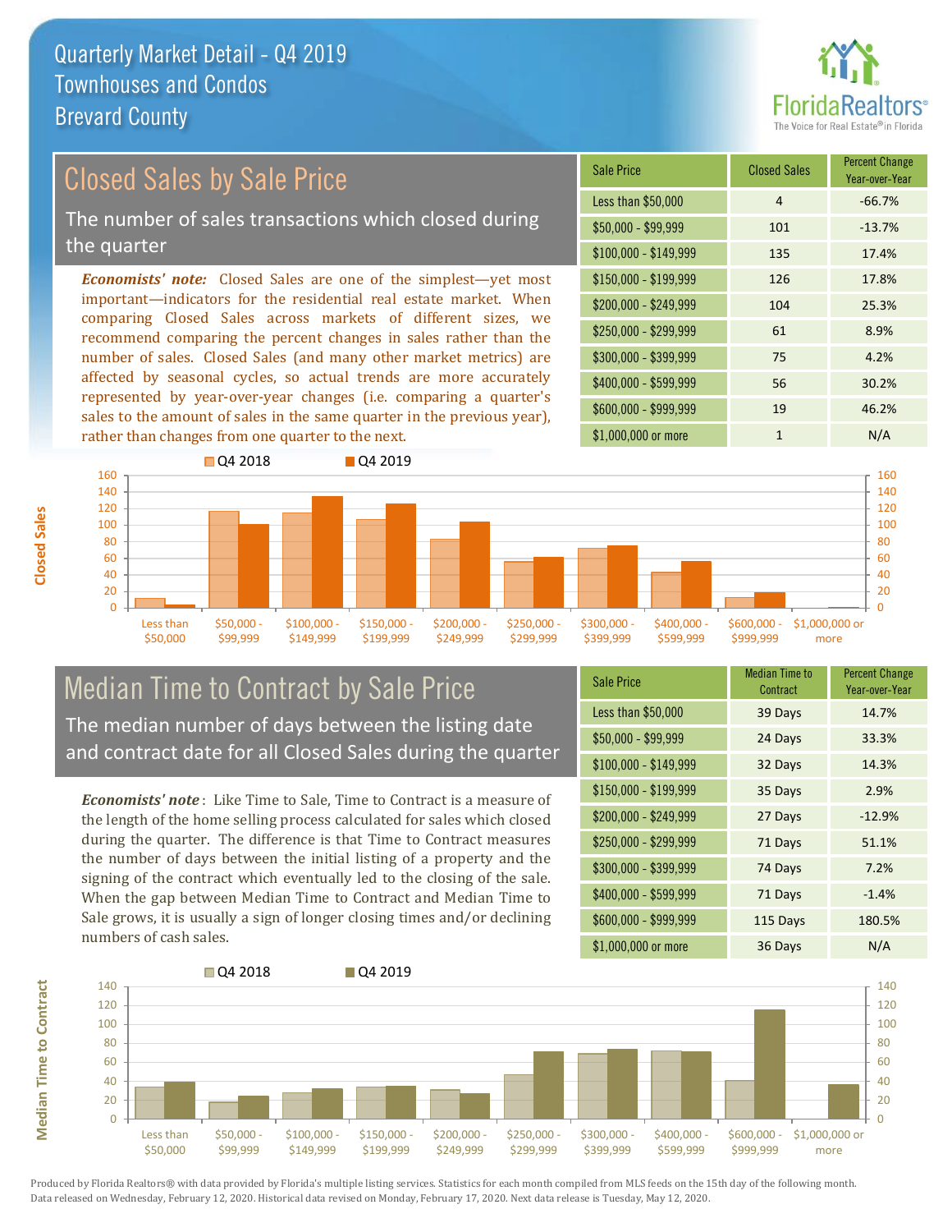# Quarterly Market Detail - Q4 2019
## Townhouses and Condos
## Brevard County

## Closed Sales by Sale Price

The number of sales transactions which closed during the quarter

*Economists' note:* Closed Sales are one of the simplest—yet most important—indicators for the residential real estate market. When comparing Closed Sales across markets of different sizes, we recommend comparing the percent changes in sales rather than the number of sales. Closed Sales (and many other market metrics) are affected by seasonal cycles, so actual trends are more accurately represented by year-over-year changes (i.e. comparing a quarter's sales to the amount of sales in the same quarter in the previous year), rather than changes from one quarter to the next.

| Sale Price | Closed Sales | Percent Change Year-over-Year |
|---|---|---|
| Less than $50,000 | 4 | -66.7% |
| $50,000 - $99,999 | 101 | -13.7% |
| $100,000 - $149,999 | 135 | 17.4% |
| $150,000 - $199,999 | 126 | 17.8% |
| $200,000 - $249,999 | 104 | 25.3% |
| $250,000 - $299,999 | 61 | 8.9% |
| $300,000 - $399,999 | 75 | 4.2% |
| $400,000 - $599,999 | 56 | 30.2% |
| $600,000 - $999,999 | 19 | 46.2% |
| $1,000,000 or more | 1 | N/A |

## Median Time to Contract by Sale Price

The median number of days between the listing date and contract date for all Closed Sales during the quarter

*Economists' note*: Like Time to Sale, Time to Contract is a measure of the length of the home selling process calculated for sales which closed during the quarter. The difference is that Time to Contract measures the number of days between the initial listing of a property and the signing of the contract which eventually led to the closing of the sale. When the gap between Median Time to Contract and Median Time to Sale grows, it is usually a sign of longer closing times and/or declining numbers of cash sales.

| Sale Price | Median Time to Contract | Percent Change Year-over-Year |
|---|---|---|
| Less than $50,000 | 39 Days | 14.7% |
| $50,000 - $99,999 | 24 Days | 33.3% |
| $100,000 - $149,999 | 32 Days | 14.3% |
| $150,000 - $199,999 | 35 Days | 2.9% |
| $200,000 - $249,999 | 27 Days | -12.9% |
| $250,000 - $299,999 | 71 Days | 51.1% |
| $300,000 - $399,999 | 74 Days | 7.2% |
| $400,000 - $599,999 | 71 Days | -1.4% |
| $600,000 - $999,999 | 115 Days | 180.5% |
| $1,000,000 or more | 36 Days | N/A |

Produced by Florida Realtors® with data provided by Florida's multiple listing services. Statistics for each month compiled from MLS feeds on the 15th day of the following month. Data released on Wednesday, February 12, 2020. Historical data revised on Monday, February 17, 2020. Next data release is Tuesday, May 12, 2020.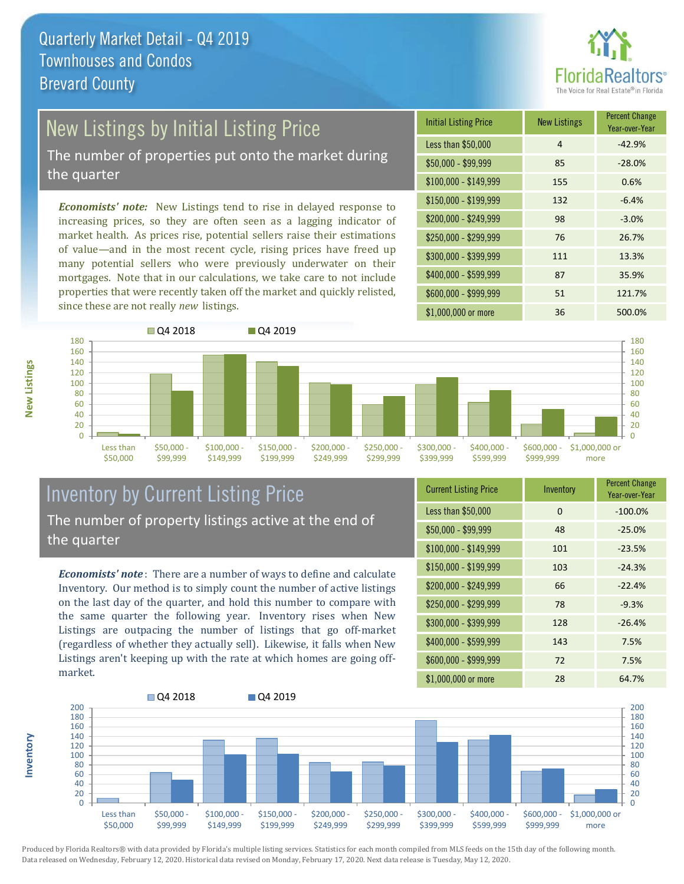# Quarterly Market Detail - Q4 2019
## Townhouses and Condos
## Brevard County

## New Listings by Initial Listing Price

The number of properties put onto the market during the quarter

***Economists' note:*** New Listings tend to rise in delayed response to increasing prices, so they are often seen as a lagging indicator of market health. As prices rise, potential sellers raise their estimations of value—and in the most recent cycle, rising prices have freed up many potential sellers who were previously underwater on their mortgages. Note that in our calculations, we take care to not include properties that were recently taken off the market and quickly relisted, since these are not really *new* listings.

| Initial Listing Price | New Listings | Percent Change Year-over-Year |
|---|---|---|
| Less than $50,000 | 4 | -42.9% |
| $50,000 - $99,999 | 85 | -28.0% |
| $100,000 - $149,999 | 155 | 0.6% |
| $150,000 - $199,999 | 132 | -6.4% |
| $200,000 - $249,999 | 98 | -3.0% |
| $250,000 - $299,999 | 76 | 26.7% |
| $300,000 - $399,999 | 111 | 13.3% |
| $400,000 - $599,999 | 87 | 35.9% |
| $600,000 - $999,999 | 51 | 121.7% |
| $1,000,000 or more | 36 | 500.0% |

## Inventory by Current Listing Price

The number of property listings active at the end of the quarter

***Economists' note***: There are a number of ways to define and calculate Inventory. Our method is to simply count the number of active listings on the last day of the quarter, and hold this number to compare with the same quarter the following year. Inventory rises when New Listings are outpacing the number of listings that go off-market (regardless of whether they actually sell). Likewise, it falls when New Listings aren't keeping up with the rate at which homes are going off-market.

| Current Listing Price | Inventory | Percent Change Year-over-Year |
|---|---|---|
| Less than $50,000 | 0 | -100.0% |
| $50,000 - $99,999 | 48 | -25.0% |
| $100,000 - $149,999 | 101 | -23.5% |
| $150,000 - $199,999 | 103 | -24.3% |
| $200,000 - $249,999 | 66 | -22.4% |
| $250,000 - $299,999 | 78 | -9.3% |
| $300,000 - $399,999 | 128 | -26.4% |
| $400,000 - $599,999 | 143 | 7.5% |
| $600,000 - $999,999 | 72 | 7.5% |
| $1,000,000 or more | 28 | 64.7% |

Produced by Florida Realtors® with data provided by Florida's multiple listing services. Statistics for each month compiled from MLS feeds on the 15th day of the following month. Data released on Wednesday, February 12, 2020. Historical data revised on Monday, February 17, 2020. Next data release is Tuesday, May 12, 2020.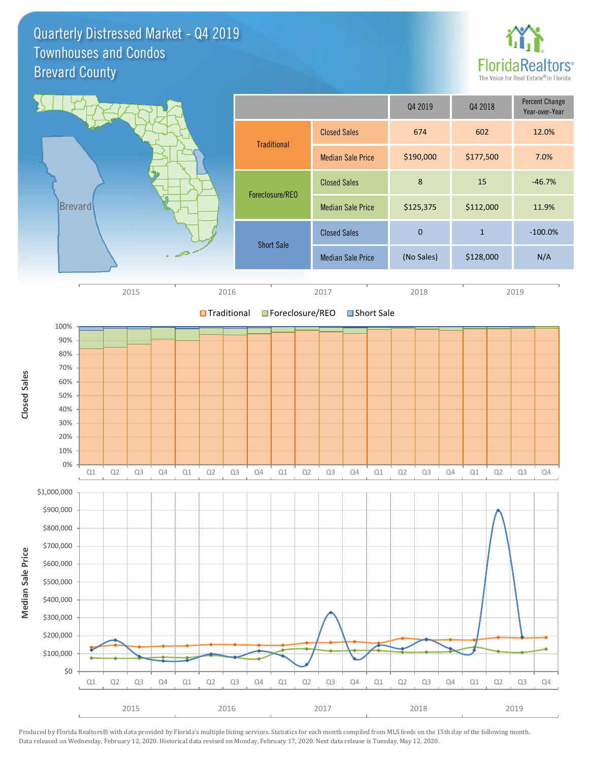# Quarterly Distressed Market - Q4 2019
## Townhouses and Condos
## Brevard County

FloridaRealtors®
The Voice for Real Estate® in Florida

Brevard

| | | Q4 2019 | Q4 2018 | Percent Change Year-over-Year |
|---|---|---|---|---|
| Traditional | Closed Sales | 674 | 602 | 12.0% |
| | Median Sale Price | $190,000 | $177,500 | 7.0% |
| Foreclosure/REO | Closed Sales | 8 | 15 | -46.7% |
| | Median Sale Price | $125,375 | $112,000 | 11.9% |
| Short Sale | Closed Sales | 0 | 1 | -100.0% |
| | Median Sale Price | (No Sales) | $128,000 | N/A |

2015 2016 2017 2018 2019

Traditional Foreclosure/REO Short Sale

Closed Sales

100% 90% 80% 70% 60% 50% 40% 30% 20% 10% 0%

Q1 Q2 Q3 Q4 Q1 Q2 Q3 Q4 Q1 Q2 Q3 Q4 Q1 Q2 Q3 Q4 Q1 Q2 Q3 Q4

Median Sale Price

$1,000,000 $900,000 $800,000 $700,000 $600,000 $500,000 $400,000 $300,000 $200,000 $100,000 $0

Q1 Q2 Q3 Q4 Q1 Q2 Q3 Q4 Q1 Q2 Q3 Q4 Q1 Q2 Q3 Q4 Q1 Q2 Q3 Q4

2015 2016 2017 2018 2019

Produced by Florida Realtors® with data provided by Florida's multiple listing services. Statistics for each month compiled from MLS feeds on the 15th day of the following month. Data released on Wednesday, February 12, 2020. Historical data revised on Monday, February 17, 2020. Next data release is Tuesday, May 12, 2020.